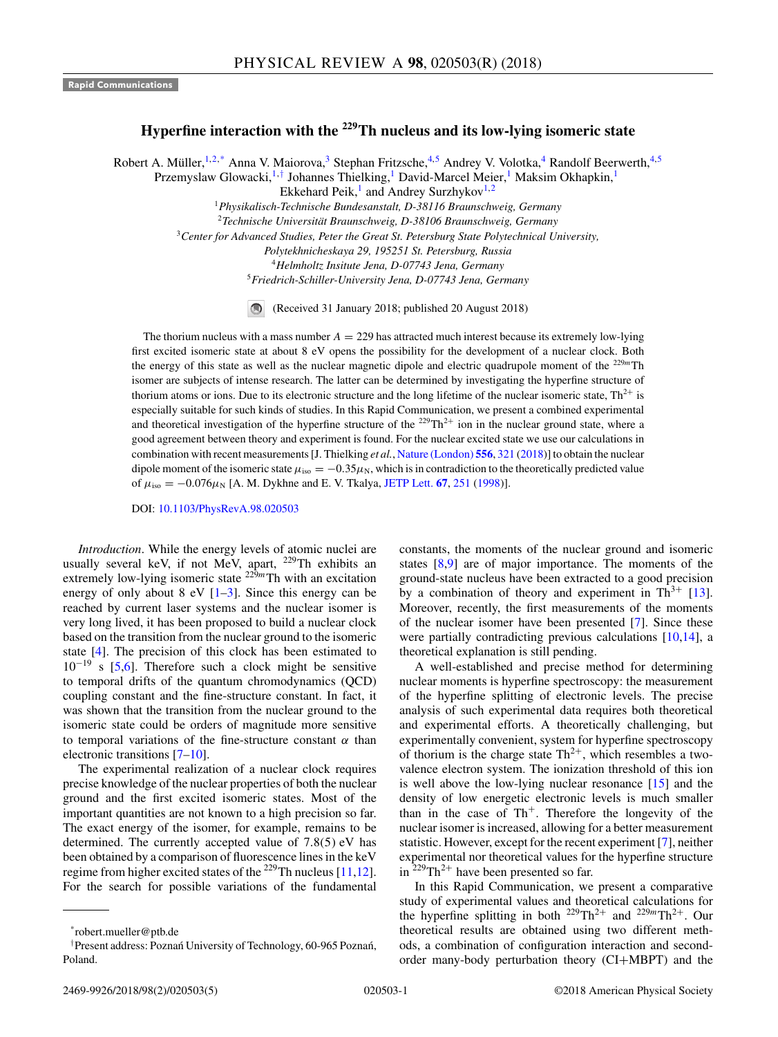Rapid Communications

# Hyperfine interaction with the $^{229}$Th nucleus and its low-lying isomeric state

Robert A. Müller,[1,2,*] Anna V. Maiorova,[3] Stephan Fritzsche,[4,5] Andrey V. Volotka,[4] Randolf Beerwerth,[4,5] Przemyslaw Glowacki,[1,†] Johannes Thielking,[1] David-Marcel Meier,[1] Maksim Okhapkin,[1] Ekkehard Peik,[1] and Andrey Surzhykov[1,2]

[1]Physikalisch-Technische Bundesanstalt, D-38116 Braunschweig, Germany
[2]Technische Universität Braunschweig, D-38106 Braunschweig, Germany
[3]Center for Advanced Studies, Peter the Great St. Petersburg State Polytechnical University, Polytekhnicheskaya 29, 195251 St. Petersburg, Russia
[4]Helmholtz Insitute Jena, D-07743 Jena, Germany
[5]Friedrich-Schiller-University Jena, D-07743 Jena, Germany

(Received 31 January 2018; published 20 August 2018)

The thorium nucleus with a mass number $A = 229$ has attracted much interest because its extremely low-lying first excited isomeric state at about 8 eV opens the possibility for the development of a nuclear clock. Both the energy of this state as well as the nuclear magnetic dipole and electric quadrupole moment of the $^{229m}$Th isomer are subjects of intense research. The latter can be determined by investigating the hyperfine structure of thorium atoms or ions. Due to its electronic structure and the long lifetime of the nuclear isomeric state, $Th^{2+}$ is especially suitable for such kinds of studies. In this Rapid Communication, we present a combined experimental and theoretical investigation of the hyperfine structure of the $^{229}Th^{2+}$ ion in the nuclear ground state, where a good agreement between theory and experiment is found. For the nuclear excited state we use our calculations in combination with recent measurements [J. Thielking *et al.*, Nature (London) **556**, 321 (2018)] to obtain the nuclear dipole moment of the isomeric state $\mu_{\text{iso}} = -0.35\mu_{\text{N}}$, which is in contradiction to the theoretically predicted value of $\mu_{\text{iso}} = -0.076\mu_{\text{N}}$ [A. M. Dykhne and E. V. Tkalya, JETP Lett. **67**, 251 (1998)].

DOI: 10.1103/PhysRevA.98.020503

*Introduction*. While the energy levels of atomic nuclei are usually several keV, if not MeV, apart, $^{229}$Th exhibits an extremely low-lying isomeric state $^{229m}$Th with an excitation energy of only about 8 eV [1–3]. Since this energy can be reached by current laser systems and the nuclear isomer is very long lived, it has been proposed to build a nuclear clock based on the transition from the nuclear ground to the isomeric state [4]. The precision of this clock has been estimated to $10^{-19}$ s [5,6]. Therefore such a clock might be sensitive to temporal drifts of the quantum chromodynamics (QCD) coupling constant and the fine-structure constant. In fact, it was shown that the transition from the nuclear ground to the isomeric state could be orders of magnitude more sensitive to temporal variations of the fine-structure constant $\alpha$ than electronic transitions [7–10].

The experimental realization of a nuclear clock requires precise knowledge of the nuclear properties of both the nuclear ground and the first excited isomeric states. Most of the important quantities are not known to a high precision so far. The exact energy of the isomer, for example, remains to be determined. The currently accepted value of 7.8(5) eV has been obtained by a comparison of fluorescence lines in the keV regime from higher excited states of the $^{229}$Th nucleus [11,12]. For the search for possible variations of the fundamental constants, the moments of the nuclear ground and isomeric states [8,9] are of major importance. The moments of the ground-state nucleus have been extracted to a good precision by a combination of theory and experiment in $Th^{3+}$ [13]. Moreover, recently, the first measurements of the moments of the nuclear isomer have been presented [7]. Since these were partially contradicting previous calculations [10,14], a theoretical explanation is still pending.

A well-established and precise method for determining nuclear moments is hyperfine spectroscopy: the measurement of the hyperfine splitting of electronic levels. The precise analysis of such experimental data requires both theoretical and experimental efforts. A theoretically challenging, but experimentally convenient, system for hyperfine spectroscopy of thorium is the charge state $Th^{2+}$, which resembles a two-valence electron system. The ionization threshold of this ion is well above the low-lying nuclear resonance [15] and the density of low energetic electronic levels is much smaller than in the case of $Th^{+}$. Therefore the longevity of the nuclear isomer is increased, allowing for a better measurement statistic. However, except for the recent experiment [7], neither experimental nor theoretical values for the hyperfine structure in $^{229}Th^{2+}$ have been presented so far.

In this Rapid Communication, we present a comparative study of experimental values and theoretical calculations for the hyperfine splitting in both $^{229}Th^{2+}$ and $^{229m}Th^{2+}$. Our theoretical results are obtained using two different methods, a combination of configuration interaction and second-order many-body perturbation theory (CI+MBPT) and the

*robert.mueller@ptb.de
†Present address: Poznań University of Technology, 60-965 Poznań, Poland.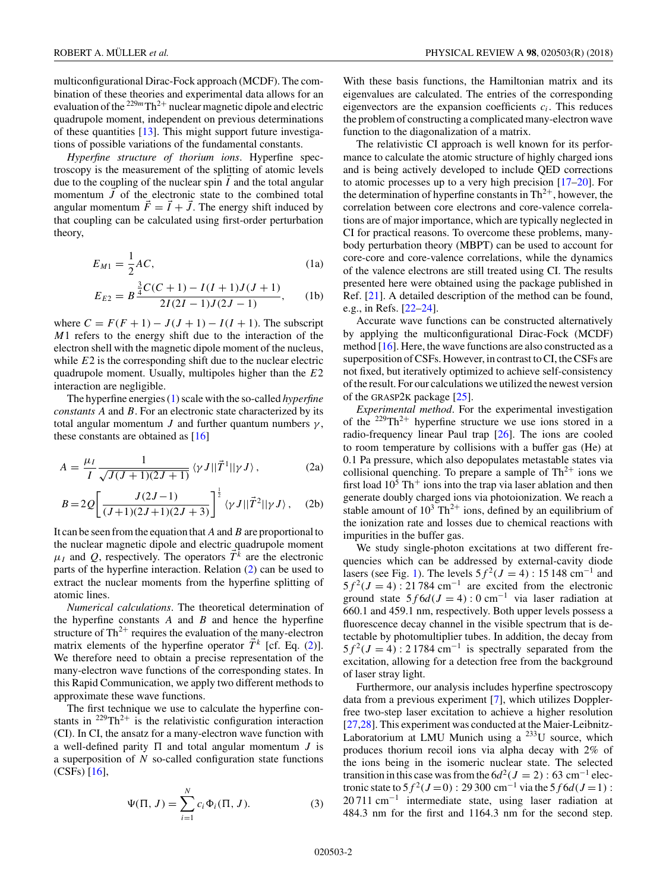multiconfigurational Dirac-Fock approach (MCDF). The combination of these theories and experimental data allows for an evaluation of the $^{229m}Th^{2+}$ nuclear magnetic dipole and electric quadrupole moment, independent on previous determinations of these quantities [13]. This might support future investigations of possible variations of the fundamental constants.

*Hyperfine structure of thorium ions*. Hyperfine spectroscopy is the measurement of the splitting of atomic levels due to the coupling of the nuclear spin $\vec{I}$ and the total angular momentum $\vec{J}$ of the electronic state to the combined total angular momentum $\vec{F} = \vec{I} + \vec{J}$. The energy shift induced by that coupling can be calculated using first-order perturbation theory,

$$E_{M1} = \frac{1}{2}AC, \tag{1a}$$

$$E_{E2} = B\frac{\frac{3}{4}C(C+1) - I(I+1)J(J+1)}{2I(2I-1)J(2J-1)}, \tag{1b}$$

where $C = F(F+1) - J(J+1) - I(I+1)$. The subscript $M1$ refers to the energy shift due to the interaction of the electron shell with the magnetic dipole moment of the nucleus, while $E2$ is the corresponding shift due to the nuclear electric quadrupole moment. Usually, multipoles higher than the $E2$ interaction are negligible.

The hyperfine energies (1) scale with the so-called *hyperfine constants* $A$ and $B$. For an electronic state characterized by its total angular momentum $J$ and further quantum numbers $\gamma$, these constants are obtained as [16]

$$A = \frac{\mu_I}{I}\frac{1}{\sqrt{J(J+1)(2J+1)}}\langle\gamma J||\vec{T}^1||\gamma J\rangle, \tag{2a}$$

$$B = 2Q\left[\frac{J(2J-1)}{(J+1)(2J+1)(2J+3)}\right]^{\frac{1}{2}}\langle\gamma J||\vec{T}^2||\gamma J\rangle, \tag{2b}$$

It can be seen from the equation that $A$ and $B$ are proportional to the nuclear magnetic dipole and electric quadrupole moment $\mu_I$ and $Q$, respectively. The operators $\vec{T}^k$ are the electronic parts of the hyperfine interaction. Relation (2) can be used to extract the nuclear moments from the hyperfine splitting of atomic lines.

*Numerical calculations*. The theoretical determination of the hyperfine constants $A$ and $B$ and hence the hyperfine structure of $Th^{2+}$ requires the evaluation of the many-electron matrix elements of the hyperfine operator $\vec{T}^k$ [cf. Eq. (2)]. We therefore need to obtain a precise representation of the many-electron wave functions of the corresponding states. In this Rapid Communication, we apply two different methods to approximate these wave functions.

The first technique we use to calculate the hyperfine constants in $^{229}Th^{2+}$ is the relativistic configuration interaction (CI). In CI, the ansatz for a many-electron wave function with a well-defined parity $\Pi$ and total angular momentum $J$ is a superposition of $N$ so-called configuration state functions (CSFs) [16],

$$\Psi(\Pi, J) = \sum_{i=1}^{N} c_i \Phi_i(\Pi, J). \tag{3}$$

With these basis functions, the Hamiltonian matrix and its eigenvalues are calculated. The entries of the corresponding eigenvectors are the expansion coefficients $c_i$. This reduces the problem of constructing a complicated many-electron wave function to the diagonalization of a matrix.

The relativistic CI approach is well known for its performance to calculate the atomic structure of highly charged ions and is being actively developed to include QED corrections to atomic processes up to a very high precision [17–20]. For the determination of hyperfine constants in $Th^{2+}$, however, the correlation between core electrons and core-valence correlations are of major importance, which are typically neglected in CI for practical reasons. To overcome these problems, many-body perturbation theory (MBPT) can be used to account for core-core and core-valence correlations, while the dynamics of the valence electrons are still treated using CI. The results presented here were obtained using the package published in Ref. [21]. A detailed description of the method can be found, e.g., in Refs. [22–24].

Accurate wave functions can be constructed alternatively by applying the multiconfigurational Dirac-Fock (MCDF) method [16]. Here, the wave functions are also constructed as a superposition of CSFs. However, in contrast to CI, the CSFs are not fixed, but iteratively optimized to achieve self-consistency of the result. For our calculations we utilized the newest version of the GRASP2K package [25].

*Experimental method*. For the experimental investigation of the $^{229}Th^{2+}$ hyperfine structure we use ions stored in a radio-frequency linear Paul trap [26]. The ions are cooled to room temperature by collisions with a buffer gas (He) at 0.1 Pa pressure, which also depopulates metastable states via collisional quenching. To prepare a sample of $Th^{2+}$ ions we first load $10^5$ $Th^+$ ions into the trap via laser ablation and then generate doubly charged ions via photoionization. We reach a stable amount of $10^3$ $Th^{2+}$ ions, defined by an equilibrium of the ionization rate and losses due to chemical reactions with impurities in the buffer gas.

We study single-photon excitations at two different frequencies which can be addressed by external-cavity diode lasers (see Fig. 1). The levels $5f^2(J=4)$ : 15 148 cm$^{-1}$ and $5f^2(J=4)$ : 21 784 cm$^{-1}$ are excited from the electronic ground state $5f6d(J=4)$ : 0 cm$^{-1}$ via laser radiation at 660.1 and 459.1 nm, respectively. Both upper levels possess a fluorescence decay channel in the visible spectrum that is detectable by photomultiplier tubes. In addition, the decay from $5f^2(J=4)$ : 2 1784 cm$^{-1}$ is spectrally separated from the excitation, allowing for a detection free from the background of laser stray light.

Furthermore, our analysis includes hyperfine spectroscopy data from a previous experiment [7], which utilizes Doppler-free two-step laser excitation to achieve a higher resolution [27,28]. This experiment was conducted at the Maier-Leibnitz-Laboratorium at LMU Munich using a $^{233}$U source, which produces thorium recoil ions via alpha decay with 2% of the ions being in the isomeric nuclear state. The selected transition in this case was from the $6d^2(J=2)$ : 63 cm$^{-1}$ electronic state to $5f^2(J=0)$ : 29 300 cm$^{-1}$ via the $5f6d(J=1)$ : 20 711 cm$^{-1}$ intermediate state, using laser radiation at 484.3 nm for the first and 1164.3 nm for the second step.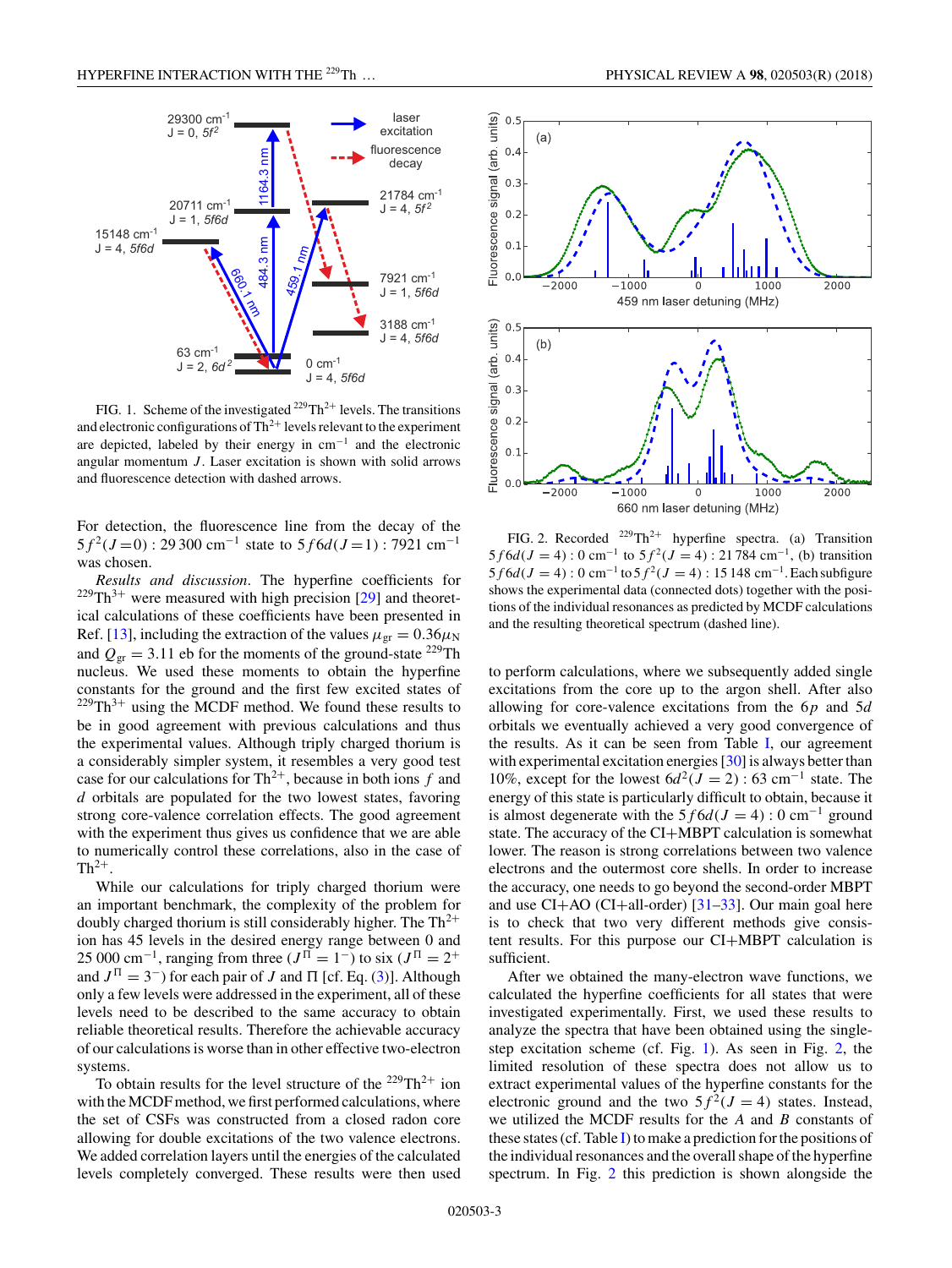FIG. 1. Scheme of the investigated $^{229}Th^{2+}$ levels. The transitions and electronic configurations of $Th^{2+}$ levels relevant to the experiment are depicted, labeled by their energy in $cm^{-1}$ and the electronic angular momentum $J$. Laser excitation is shown with solid arrows and fluorescence detection with dashed arrows.

For detection, the fluorescence line from the decay of the $5f^2(J=0): 29\,300\ cm^{-1}$ state to $5f6d(J=1): 7921\ cm^{-1}$ was chosen.

*Results and discussion*. The hyperfine coefficients for $^{229}Th^{3+}$ were measured with high precision [29] and theoretical calculations of these coefficients have been presented in Ref. [13], including the extraction of the values $\mu_{gr} = 0.36\mu_N$ and $Q_{gr} = 3.11$ eb for the moments of the ground-state $^{229}$Th nucleus. We used these moments to obtain the hyperfine constants for the ground and the first few excited states of $^{229}Th^{3+}$ using the MCDF method. We found these results to be in good agreement with previous calculations and thus the experimental values. Although triply charged thorium is a considerably simpler system, it resembles a very good test case for our calculations for $Th^{2+}$, because in both ions $f$ and $d$ orbitals are populated for the two lowest states, favoring strong core-valence correlation effects. The good agreement with the experiment thus gives us confidence that we are able to numerically control these correlations, also in the case of $Th^{2+}$.

While our calculations for triply charged thorium were an important benchmark, the complexity of the problem for doubly charged thorium is still considerably higher. The $Th^{2+}$ ion has 45 levels in the desired energy range between 0 and 25 000 $cm^{-1}$, ranging from three ($J^{\Pi} = 1^-$) to six ($J^{\Pi} = 2^+$ and $J^{\Pi} = 3^-$) for each pair of $J$ and $\Pi$ [cf. Eq. (3)]. Although only a few levels were addressed in the experiment, all of these levels need to be described to the same accuracy to obtain reliable theoretical results. Therefore the achievable accuracy of our calculations is worse than in other effective two-electron systems.

To obtain results for the level structure of the $^{229}Th^{2+}$ ion with the MCDF method, we first performed calculations, where the set of CSFs was constructed from a closed radon core allowing for double excitations of the two valence electrons. We added correlation layers until the energies of the calculated levels completely converged. These results were then used to perform calculations, where we subsequently added single excitations from the core up to the argon shell. After also allowing for core-valence excitations from the $6p$ and $5d$ orbitals we eventually achieved a very good convergence of the results. As it can be seen from Table I, our agreement with experimental excitation energies [30] is always better than 10%, except for the lowest $6d^2(J=2): 63\ cm^{-1}$ state. The energy of this state is particularly difficult to obtain, because it is almost degenerate with the $5f6d(J=4): 0\ cm^{-1}$ ground state. The accuracy of the CI+MBPT calculation is somewhat lower. The reason is strong correlations between two valence electrons and the outermost core shells. In order to increase the accuracy, one needs to go beyond the second-order MBPT and use CI+AO (CI+all-order) [31–33]. Our main goal here is to check that two very different methods give consistent results. For this purpose our CI+MBPT calculation is sufficient.

After we obtained the many-electron wave functions, we calculated the hyperfine coefficients for all states that were investigated experimentally. First, we used these results to analyze the spectra that have been obtained using the single-step excitation scheme (cf. Fig. 1). As seen in Fig. 2, the limited resolution of these spectra does not allow us to extract experimental values of the hyperfine constants for the electronic ground and the two $5f^2(J=4)$ states. Instead, we utilized the MCDF results for the $A$ and $B$ constants of these states (cf. Table I) to make a prediction for the positions of the individual resonances and the overall shape of the hyperfine spectrum. In Fig. 2 this prediction is shown alongside the

FIG. 2. Recorded $^{229}Th^{2+}$ hyperfine spectra. (a) Transition $5f6d(J=4): 0\ cm^{-1}$ to $5f^2(J=4): 21\,784\ cm^{-1}$, (b) transition $5f6d(J=4): 0\ cm^{-1}$ to $5f^2(J=4): 15\,148\ cm^{-1}$. Each subfigure shows the experimental data (connected dots) together with the positions of the individual resonances as predicted by MCDF calculations and the resulting theoretical spectrum (dashed line).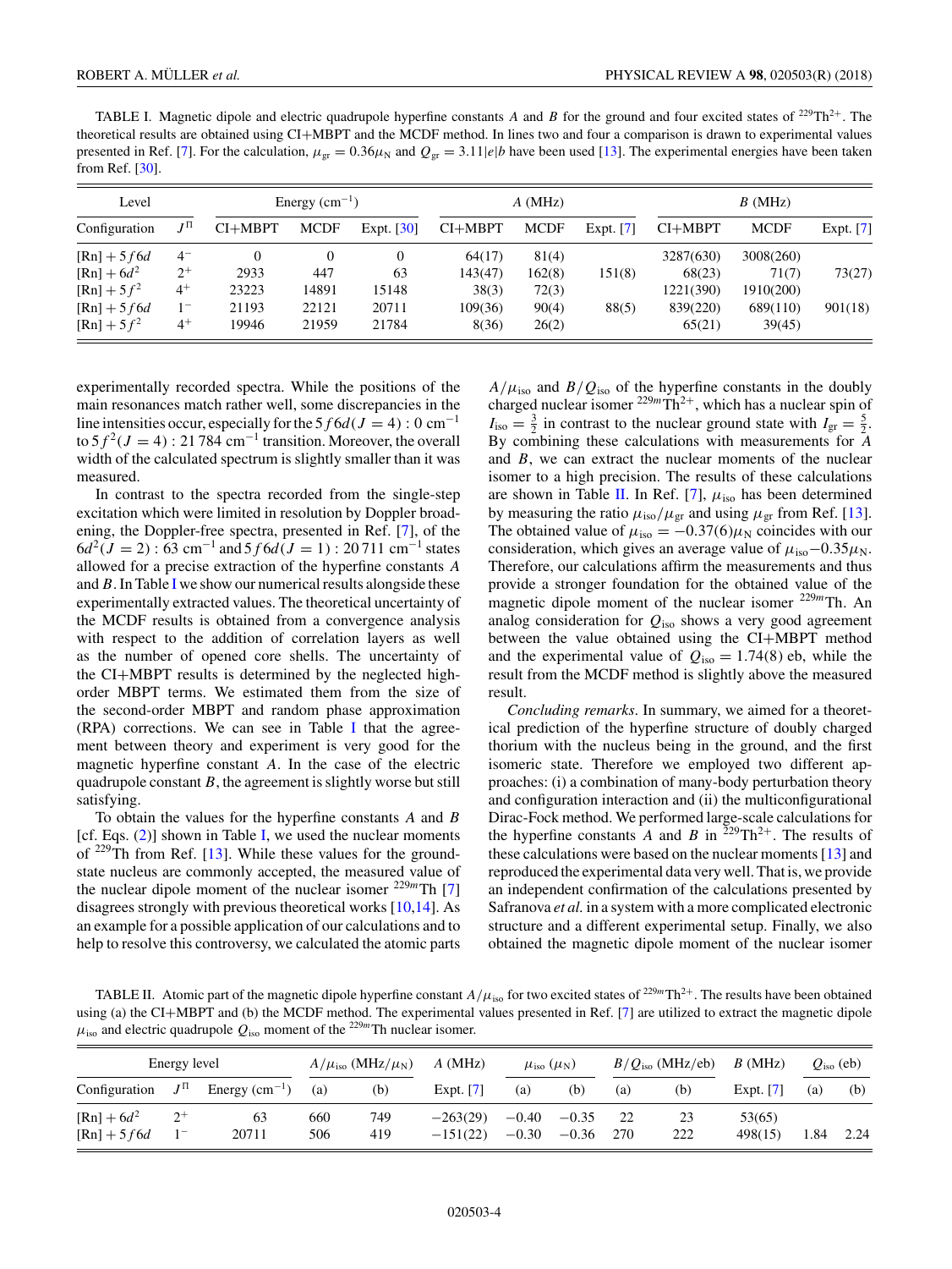TABLE I. Magnetic dipole and electric quadrupole hyperfine constants $A$ and $B$ for the ground and four excited states of $^{229}$Th$^{2+}$. The theoretical results are obtained using CI+MBPT and the MCDF method. In lines two and four a comparison is drawn to experimental values presented in Ref. [7]. For the calculation, $\mu_{\rm gr} = 0.36\mu_{\rm N}$ and $Q_{\rm gr} = 3.11|e|b$ have been used [13]. The experimental energies have been taken from Ref. [30].

| Level | | Energy (cm$^{-1}$) | | | $A$ (MHz) | | | $B$ (MHz) | | |
|---|---|---|---|---|---|---|---|---|---|---|
| Configuration | $J^\Pi$ | CI+MBPT | MCDF | Expt. [30] | CI+MBPT | MCDF | Expt. [7] | CI+MBPT | MCDF | Expt. [7] |
| [Rn] + $5f6d$ | $4^-$ | 0 | 0 | 0 | 64(17) | 81(4) | | 3287(630) | 3008(260) | |
| [Rn] + $6d^2$ | $2^+$ | 2933 | 447 | 63 | 143(47) | 162(8) | 151(8) | 68(23) | 71(7) | 73(27) |
| [Rn] + $5f^2$ | $4^+$ | 23223 | 14891 | 15148 | 38(3) | 72(3) | | 1221(390) | 1910(200) | |
| [Rn] + $5f6d$ | $1^-$ | 21193 | 22121 | 20711 | 109(36) | 90(4) | 88(5) | 839(220) | 689(110) | 901(18) |
| [Rn] + $5f^2$ | $4^+$ | 19946 | 21959 | 21784 | 8(36) | 26(2) | | 65(21) | 39(45) | |

experimentally recorded spectra. While the positions of the main resonances match rather well, some discrepancies in the line intensities occur, especially for the $5f6d(J=4)$ : 0 cm$^{-1}$ to $5f^2(J=4)$ : 21 784 cm$^{-1}$ transition. Moreover, the overall width of the calculated spectrum is slightly smaller than it was measured.

In contrast to the spectra recorded from the single-step excitation which were limited in resolution by Doppler broadening, the Doppler-free spectra, presented in Ref. [7], of the $6d^2(J=2)$ : 63 cm$^{-1}$ and $5f6d(J=1)$ : 20 711 cm$^{-1}$ states allowed for a precise extraction of the hyperfine constants $A$ and $B$. In Table I we show our numerical results alongside these experimentally extracted values. The theoretical uncertainty of the MCDF results is obtained from a convergence analysis with respect to the addition of correlation layers as well as the number of opened core shells. The uncertainty of the CI+MBPT results is determined by the neglected high-order MBPT terms. We estimated them from the size of the second-order MBPT and random phase approximation (RPA) corrections. We can see in Table I that the agreement between theory and experiment is very good for the magnetic hyperfine constant $A$. In the case of the electric quadrupole constant $B$, the agreement is slightly worse but still satisfying.

To obtain the values for the hyperfine constants $A$ and $B$ [cf. Eqs. (2)] shown in Table I, we used the nuclear moments of $^{229}$Th from Ref. [13]. While these values for the ground-state nucleus are commonly accepted, the measured value of the nuclear dipole moment of the nuclear isomer $^{229m}$Th [7] disagrees strongly with previous theoretical works [10,14]. As an example for a possible application of our calculations and to help to resolve this controversy, we calculated the atomic parts $A/\mu_{\rm iso}$ and $B/Q_{\rm iso}$ of the hyperfine constants in the doubly charged nuclear isomer $^{229m}$Th$^{2+}$, which has a nuclear spin of $I_{\rm iso} = \frac{3}{2}$ in contrast to the nuclear ground state with $I_{\rm gr} = \frac{5}{2}$. By combining these calculations with measurements for $A$ and $B$, we can extract the nuclear moments of the nuclear isomer to a high precision. The results of these calculations are shown in Table II. In Ref. [7], $\mu_{\rm iso}$ has been determined by measuring the ratio $\mu_{\rm iso}/\mu_{\rm gr}$ and using $\mu_{\rm gr}$ from Ref. [13]. The obtained value of $\mu_{\rm iso} = -0.37(6)\mu_{\rm N}$ coincides with our consideration, which gives an average value of $\mu_{\rm iso} -0.35\mu_{\rm N}$. Therefore, our calculations affirm the measurements and thus provide a stronger foundation for the obtained value of the magnetic dipole moment of the nuclear isomer $^{229m}$Th. An analog consideration for $Q_{\rm iso}$ shows a very good agreement between the value obtained using the CI+MBPT method and the experimental value of $Q_{\rm iso} = 1.74(8)$ eb, while the result from the MCDF method is slightly above the measured result.

*Concluding remarks.* In summary, we aimed for a theoretical prediction of the hyperfine structure of doubly charged thorium with the nucleus being in the ground, and the first isomeric state. Therefore we employed two different approaches: (i) a combination of many-body perturbation theory and configuration interaction and (ii) the multiconfigurational Dirac-Fock method. We performed large-scale calculations for the hyperfine constants $A$ and $B$ in $^{229}$Th$^{2+}$. The results of these calculations were based on the nuclear moments [13] and reproduced the experimental data very well. That is, we provide an independent confirmation of the calculations presented by Safranova *et al.* in a system with a more complicated electronic structure and a different experimental setup. Finally, we also obtained the magnetic dipole moment of the nuclear isomer

TABLE II. Atomic part of the magnetic dipole hyperfine constant $A/\mu_{\rm iso}$ for two excited states of $^{229m}$Th$^{2+}$. The results have been obtained using (a) the CI+MBPT and (b) the MCDF method. The experimental values presented in Ref. [7] are utilized to extract the magnetic dipole $\mu_{\rm iso}$ and electric quadrupole $Q_{\rm iso}$ moment of the $^{229m}$Th nuclear isomer.

| Energy level | | | $A/\mu_{\rm iso}$ (MHz/$\mu_{\rm N}$) | | $A$ (MHz) | $\mu_{\rm iso}$ ($\mu_{\rm N}$) | | $B/Q_{\rm iso}$ (MHz/eb) | | $B$ (MHz) | $Q_{\rm iso}$ (eb) | |
|---|---|---|---|---|---|---|---|---|---|---|---|---|
| Configuration | $J^\Pi$ | Energy (cm$^{-1}$) | (a) | (b) | Expt. [7] | (a) | (b) | (a) | (b) | Expt. [7] | (a) | (b) |
| [Rn] + $6d^2$ | $2^+$ | 63 | 660 | 749 | −263(29) | −0.40 | −0.35 | 22 | 23 | 53(65) | | |
| [Rn] + $5f6d$ | $1^-$ | 20711 | 506 | 419 | −151(22) | −0.30 | −0.36 | 270 | 222 | 498(15) | 1.84 | 2.24 |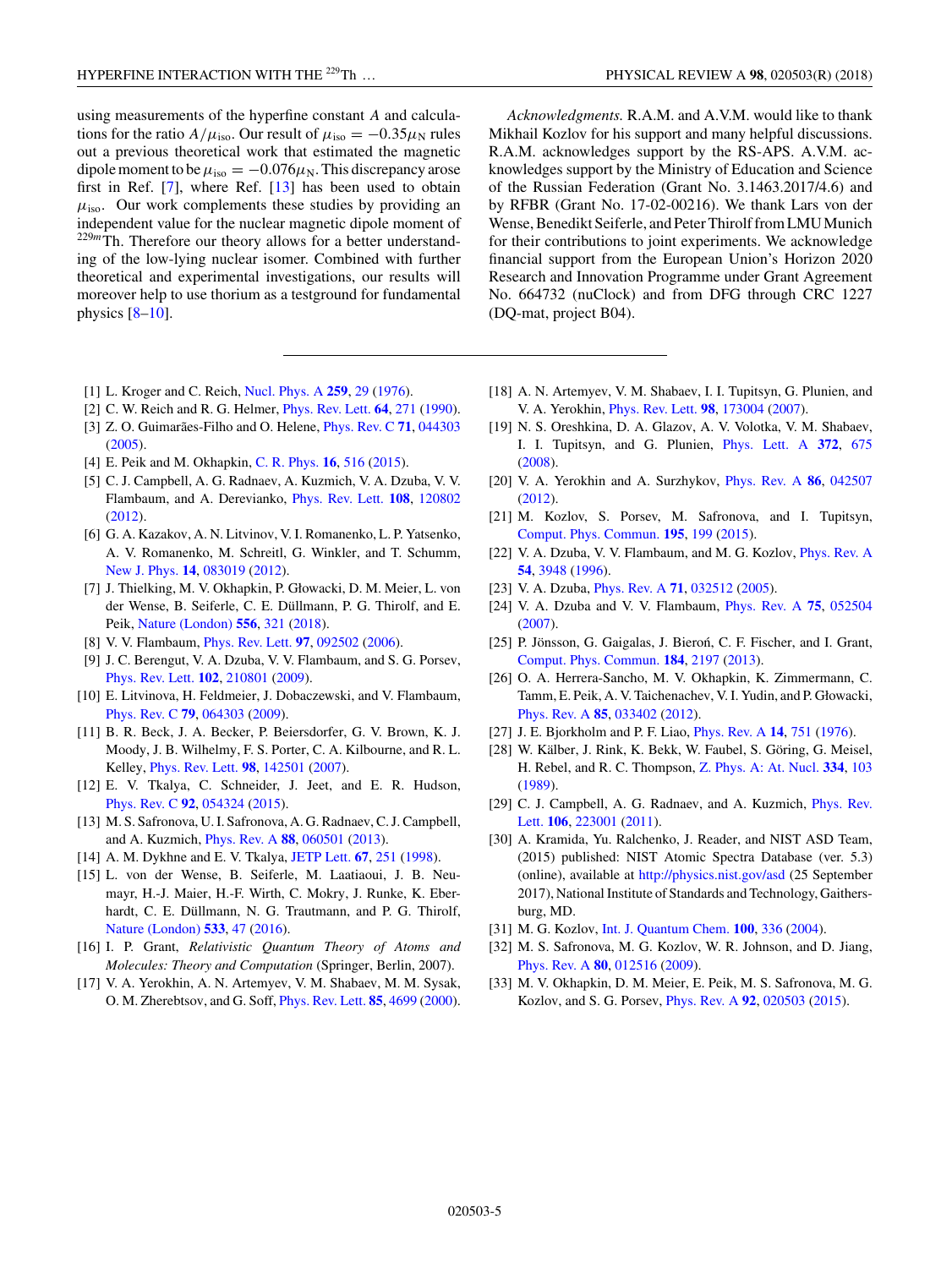using measurements of the hyperfine constant $A$ and calculations for the ratio $A/\mu_{\mathrm{iso}}$. Our result of $\mu_{\mathrm{iso}} = -0.35\mu_{\mathrm{N}}$ rules out a previous theoretical work that estimated the magnetic dipole moment to be $\mu_{\mathrm{iso}} = -0.076\mu_{\mathrm{N}}$. This discrepancy arose first in Ref. [7], where Ref. [13] has been used to obtain $\mu_{\mathrm{iso}}$. Our work complements these studies by providing an independent value for the nuclear magnetic dipole moment of $^{229m}$Th. Therefore our theory allows for a better understanding of the low-lying nuclear isomer. Combined with further theoretical and experimental investigations, our results will moreover help to use thorium as a testground for fundamental physics [8–10].

*Acknowledgments.* R.A.M. and A.V.M. would like to thank Mikhail Kozlov for his support and many helpful discussions. R.A.M. acknowledges support by the RS-APS. A.V.M. acknowledges support by the Ministry of Education and Science of the Russian Federation (Grant No. 3.1463.2017/4.6) and by RFBR (Grant No. 17-02-00216). We thank Lars von der Wense, Benedikt Seiferle, and Peter Thirolf from LMU Munich for their contributions to joint experiments. We acknowledge financial support from the European Union's Horizon 2020 Research and Innovation Programme under Grant Agreement No. 664732 (nuClock) and from DFG through CRC 1227 (DQ-mat, project B04).

---

[1] L. Kroger and C. Reich, Nucl. Phys. A **259**, 29 (1976).

[2] C. W. Reich and R. G. Helmer, Phys. Rev. Lett. **64**, 271 (1990).

[3] Z. O. Guimarães-Filho and O. Helene, Phys. Rev. C **71**, 044303 (2005).

[4] E. Peik and M. Okhapkin, C. R. Phys. **16**, 516 (2015).

[5] C. J. Campbell, A. G. Radnaev, A. Kuzmich, V. A. Dzuba, V. V. Flambaum, and A. Derevianko, Phys. Rev. Lett. **108**, 120802 (2012).

[6] G. A. Kazakov, A. N. Litvinov, V. I. Romanenko, L. P. Yatsenko, A. V. Romanenko, M. Schreitl, G. Winkler, and T. Schumm, New J. Phys. **14**, 083019 (2012).

[7] J. Thielking, M. V. Okhapkin, P. Głowacki, D. M. Meier, L. von der Wense, B. Seiferle, C. E. Düllmann, P. G. Thirolf, and E. Peik, Nature (London) **556**, 321 (2018).

[8] V. V. Flambaum, Phys. Rev. Lett. **97**, 092502 (2006).

[9] J. C. Berengut, V. A. Dzuba, V. V. Flambaum, and S. G. Porsev, Phys. Rev. Lett. **102**, 210801 (2009).

[10] E. Litvinova, H. Feldmeier, J. Dobaczewski, and V. Flambaum, Phys. Rev. C **79**, 064303 (2009).

[11] B. R. Beck, J. A. Becker, P. Beiersdorfer, G. V. Brown, K. J. Moody, J. B. Wilhelmy, F. S. Porter, C. A. Kilbourne, and R. L. Kelley, Phys. Rev. Lett. **98**, 142501 (2007).

[12] E. V. Tkalya, C. Schneider, J. Jeet, and E. R. Hudson, Phys. Rev. C **92**, 054324 (2015).

[13] M. S. Safronova, U. I. Safronova, A. G. Radnaev, C. J. Campbell, and A. Kuzmich, Phys. Rev. A **88**, 060501 (2013).

[14] A. M. Dykhne and E. V. Tkalya, JETP Lett. **67**, 251 (1998).

[15] L. von der Wense, B. Seiferle, M. Laatiaoui, J. B. Neumayr, H.-J. Maier, H.-F. Wirth, C. Mokry, J. Runke, K. Eberhardt, C. E. Düllmann, N. G. Trautmann, and P. G. Thirolf, Nature (London) **533**, 47 (2016).

[16] I. P. Grant, *Relativistic Quantum Theory of Atoms and Molecules: Theory and Computation* (Springer, Berlin, 2007).

[17] V. A. Yerokhin, A. N. Artemyev, V. M. Shabaev, M. M. Sysak, O. M. Zherebtsov, and G. Soff, Phys. Rev. Lett. **85**, 4699 (2000).

[18] A. N. Artemyev, V. M. Shabaev, I. I. Tupitsyn, G. Plunien, and V. A. Yerokhin, Phys. Rev. Lett. **98**, 173004 (2007).

[19] N. S. Oreshkina, D. A. Glazov, A. V. Volotka, V. M. Shabaev, I. I. Tupitsyn, and G. Plunien, Phys. Lett. A **372**, 675 (2008).

[20] V. A. Yerokhin and A. Surzhykov, Phys. Rev. A **86**, 042507 (2012).

[21] M. Kozlov, S. Porsev, M. Safronova, and I. Tupitsyn, Comput. Phys. Commun. **195**, 199 (2015).

[22] V. A. Dzuba, V. V. Flambaum, and M. G. Kozlov, Phys. Rev. A **54**, 3948 (1996).

[23] V. A. Dzuba, Phys. Rev. A **71**, 032512 (2005).

[24] V. A. Dzuba and V. V. Flambaum, Phys. Rev. A **75**, 052504 (2007).

[25] P. Jönsson, G. Gaigalas, J. Bieroń, C. F. Fischer, and I. Grant, Comput. Phys. Commun. **184**, 2197 (2013).

[26] O. A. Herrera-Sancho, M. V. Okhapkin, K. Zimmermann, C. Tamm, E. Peik, A. V. Taichenachev, V. I. Yudin, and P. Głowacki, Phys. Rev. A **85**, 033402 (2012).

[27] J. E. Bjorkholm and P. F. Liao, Phys. Rev. A **14**, 751 (1976).

[28] W. Kälber, J. Rink, K. Bekk, W. Faubel, S. Göring, G. Meisel, H. Rebel, and R. C. Thompson, Z. Phys. A: At. Nucl. **334**, 103 (1989).

[29] C. J. Campbell, A. G. Radnaev, and A. Kuzmich, Phys. Rev. Lett. **106**, 223001 (2011).

[30] A. Kramida, Yu. Ralchenko, J. Reader, and NIST ASD Team, (2015) published: NIST Atomic Spectra Database (ver. 5.3) (online), available at http://physics.nist.gov/asd (25 September 2017), National Institute of Standards and Technology, Gaithersburg, MD.

[31] M. G. Kozlov, Int. J. Quantum Chem. **100**, 336 (2004).

[32] M. S. Safronova, M. G. Kozlov, W. R. Johnson, and D. Jiang, Phys. Rev. A **80**, 012516 (2009).

[33] M. V. Okhapkin, D. M. Meier, E. Peik, M. S. Safronova, M. G. Kozlov, and S. G. Porsev, Phys. Rev. A **92**, 020503 (2015).